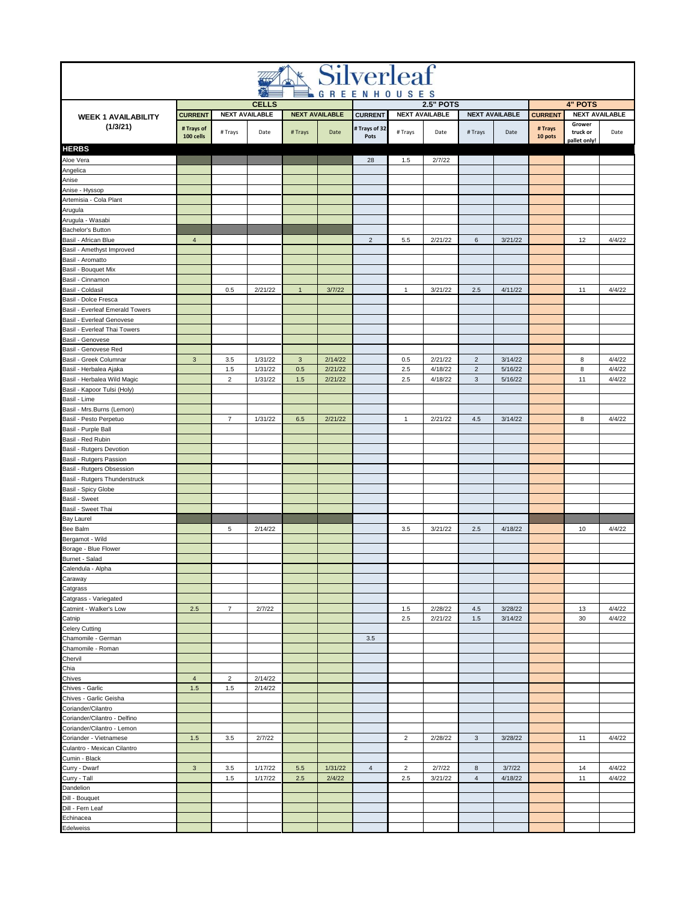# Silverleaf GREENHOUSES

| WEEK 1 AVAILABILITY (1/3/21) | CELLS | | | | | 2.5" POTS | | | | | 4" POTS | | |
|---|---|---|---|---|---|---|---|---|---|---|---|---|---|
| | CURRENT | NEXT AVAILABLE | | NEXT AVAILABLE | | CURRENT | NEXT AVAILABLE | | NEXT AVAILABLE | | CURRENT | NEXT AVAILABLE | |
| | # Trays of 100 cells | # Trays | Date | # Trays | Date | # Trays of 32 Pots | # Trays | Date | # Trays | Date | # Trays 10 pots | Grower truck or pallet only! | Date |
| **HERBS** | | | | | | | | | | | | | |
| Aloe Vera | | | | | | 28 | 1.5 | 2/7/22 | | | | | |
| Angelica | | | | | | | | | | | | | |
| Anise | | | | | | | | | | | | | |
| Anise - Hyssop | | | | | | | | | | | | | |
| Artemisia - Cola Plant | | | | | | | | | | | | | |
| Arugula | | | | | | | | | | | | | |
| Arugula - Wasabi | | | | | | | | | | | | | |
| Bachelor's Button | | | | | | | | | | | | | |
| Basil - African Blue | 4 | | | | | 2 | 5.5 | 2/21/22 | 6 | 3/21/22 | | 12 | 4/4/22 |
| Basil - Amethyst Improved | | | | | | | | | | | | | |
| Basil - Aromatto | | | | | | | | | | | | | |
| Basil - Bouquet Mix | | | | | | | | | | | | | |
| Basil - Cinnamon | | | | | | | | | | | | | |
| Basil - Coldasil | | 0.5 | 2/21/22 | 1 | 3/7/22 | | 1 | 3/21/22 | 2.5 | 4/11/22 | | 11 | 4/4/22 |
| Basil - Dolce Fresca | | | | | | | | | | | | | |
| Basil - Everleaf Emerald Towers | | | | | | | | | | | | | |
| Basil - Everleaf Genovese | | | | | | | | | | | | | |
| Basil - Everleaf Thai Towers | | | | | | | | | | | | | |
| Basil - Genovese | | | | | | | | | | | | | |
| Basil - Genovese Red | | | | | | | | | | | | | |
| Basil - Greek Columnar | 3 | 3.5 | 1/31/22 | 3 | 2/14/22 | | 0.5 | 2/21/22 | 2 | 3/14/22 | | 8 | 4/4/22 |
| Basil - Herbalea Ajaka | | 1.5 | 1/31/22 | 0.5 | 2/21/22 | | 2.5 | 4/18/22 | 2 | 5/16/22 | | 8 | 4/4/22 |
| Basil - Herbalea Wild Magic | | 2 | 1/31/22 | 1.5 | 2/21/22 | | 2.5 | 4/18/22 | 3 | 5/16/22 | | 11 | 4/4/22 |
| Basil - Kapoor Tulsi (Holy) | | | | | | | | | | | | | |
| Basil - Lime | | | | | | | | | | | | | |
| Basil - Mrs.Burns (Lemon) | | | | | | | | | | | | | |
| Basil - Pesto Perpetuo | | 7 | 1/31/22 | 6.5 | 2/21/22 | | 1 | 2/21/22 | 4.5 | 3/14/22 | | 8 | 4/4/22 |
| Basil - Purple Ball | | | | | | | | | | | | | |
| Basil - Red Rubin | | | | | | | | | | | | | |
| Basil - Rutgers Devotion | | | | | | | | | | | | | |
| Basil - Rutgers Passion | | | | | | | | | | | | | |
| Basil - Rutgers Obsession | | | | | | | | | | | | | |
| Basil - Rutgers Thunderstruck | | | | | | | | | | | | | |
| Basil - Spicy Globe | | | | | | | | | | | | | |
| Basil - Sweet | | | | | | | | | | | | | |
| Basil - Sweet Thai | | | | | | | | | | | | | |
| Bay Laurel | | | | | | | | | | | | | |
| Bee Balm | | 5 | 2/14/22 | | | | 3.5 | 3/21/22 | 2.5 | 4/18/22 | | 10 | 4/4/22 |
| Bergamot - Wild | | | | | | | | | | | | | |
| Borage - Blue Flower | | | | | | | | | | | | | |
| Burnet - Salad | | | | | | | | | | | | | |
| Calendula - Alpha | | | | | | | | | | | | | |
| Caraway | | | | | | | | | | | | | |
| Catgrass | | | | | | | | | | | | | |
| Catgrass - Variegated | | | | | | | | | | | | | |
| Catmint - Walker's Low | 2.5 | 7 | 2/7/22 | | | | 1.5 | 2/28/22 | 4.5 | 3/28/22 | | 13 | 4/4/22 |
| Catnip | | | | | | | 2.5 | 2/21/22 | 1.5 | 3/14/22 | | 30 | 4/4/22 |
| Celery Cutting | | | | | | | | | | | | | |
| Chamomile - German | | | | | | 3.5 | | | | | | | |
| Chamomile - Roman | | | | | | | | | | | | | |
| Chervil | | | | | | | | | | | | | |
| Chia | | | | | | | | | | | | | |
| Chives | 4 | 2 | 2/14/22 | | | | | | | | | | |
| Chives - Garlic | 1.5 | 1.5 | 2/14/22 | | | | | | | | | | |
| Chives - Garlic Geisha | | | | | | | | | | | | | |
| Coriander/Cilantro | | | | | | | | | | | | | |
| Coriander/Cilantro - Delfino | | | | | | | | | | | | | |
| Coriander/Cilantro - Lemon | | | | | | | | | | | | | |
| Coriander - Vietnamese | 1.5 | 3.5 | 2/7/22 | | | | 2 | 2/28/22 | 3 | 3/28/22 | | 11 | 4/4/22 |
| Culantro - Mexican Cilantro | | | | | | | | | | | | | |
| Cumin - Black | | | | | | | | | | | | | |
| Curry - Dwarf | 3 | 3.5 | 1/17/22 | 5.5 | 1/31/22 | 4 | 2 | 2/7/22 | 8 | 3/7/22 | | 14 | 4/4/22 |
| Curry - Tall | | 1.5 | 1/17/22 | 2.5 | 2/4/22 | | 2.5 | 3/21/22 | 4 | 4/18/22 | | 11 | 4/4/22 |
| Dandelion | | | | | | | | | | | | | |
| Dill - Bouquet | | | | | | | | | | | | | |
| Dill - Fern Leaf | | | | | | | | | | | | | |
| Echinacea | | | | | | | | | | | | | |
| Edelweiss | | | | | | | | | | | | | |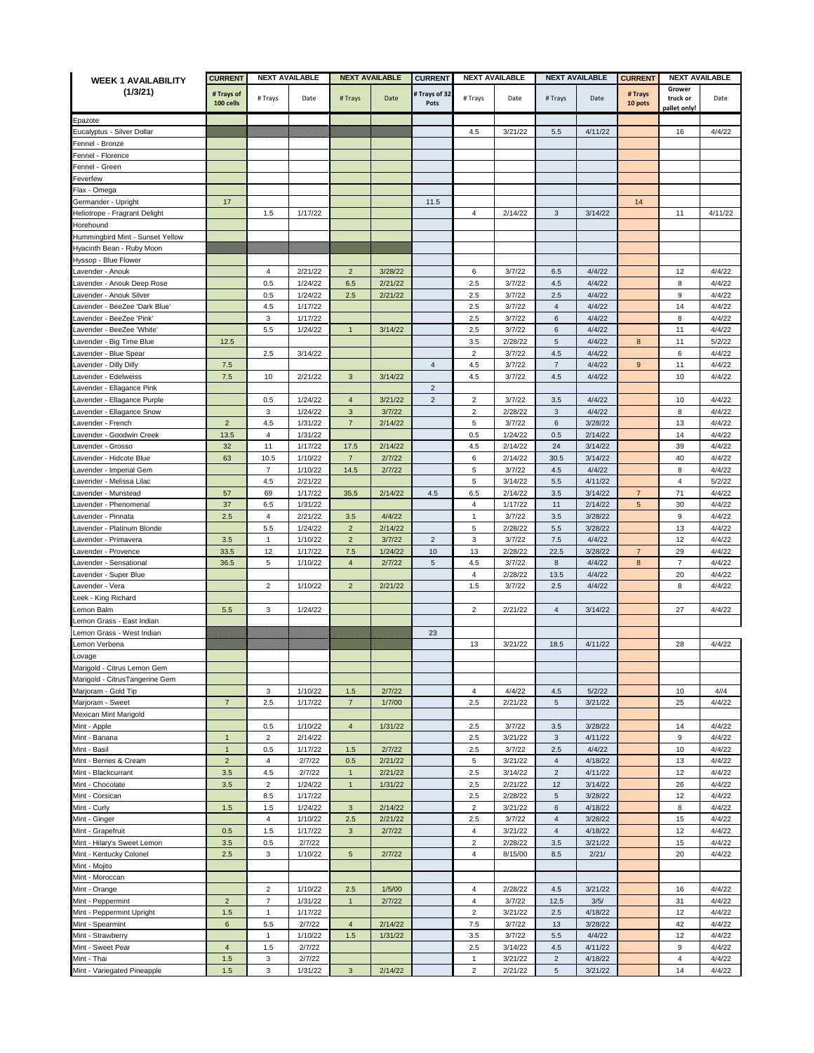| WEEK 1 AVAILABILITY (1/3/21) | CURRENT | NEXT AVAILABLE | | NEXT AVAILABLE | | CURRENT | NEXT AVAILABLE | | NEXT AVAILABLE | | CURRENT | NEXT AVAILABLE | |
|---|---|---|---|---|---|---|---|---|---|---|---|---|---|
| | # Trays of 100 cells | # Trays | Date | # Trays | Date | # Trays of 32 Pots | # Trays | Date | # Trays | Date | # Trays 10 pots | Grower truck or pallet only! | Date |
| Epazote | | | | | | | | | | | | | |
| Eucalyptus - Silver Dollar | | | | | | | 4.5 | 3/21/22 | 5.5 | 4/11/22 | | 16 | 4/4/22 |
| Fennel - Bronze | | | | | | | | | | | | | |
| Fennel - Florence | | | | | | | | | | | | | |
| Fennel - Green | | | | | | | | | | | | | |
| Feverfew | | | | | | | | | | | | | |
| Flax - Omega | | | | | | | | | | | | | |
| Germander - Upright | 17 | | | | | 11.5 | | | | | 14 | | |
| Heliotrope - Fragrant Delight | | 1.5 | 1/17/22 | | | | 4 | 2/14/22 | 3 | 3/14/22 | | 11 | 4/11/22 |
| Horehound | | | | | | | | | | | | | |
| Hummingbird Mint - Sunset Yellow | | | | | | | | | | | | | |
| Hyacinth Bean - Ruby Moon | | | | | | | | | | | | | |
| Hyssop - Blue Flower | | | | | | | | | | | | | |
| Lavender - Anouk | | 4 | 2/21/22 | 2 | 3/28/22 | | 6 | 3/7/22 | 6.5 | 4/4/22 | | 12 | 4/4/22 |
| Lavender - Anouk Deep Rose | | 0.5 | 1/24/22 | 6.5 | 2/21/22 | | 2.5 | 3/7/22 | 4.5 | 4/4/22 | | 8 | 4/4/22 |
| Lavender - Anouk Silver | | 0.5 | 1/24/22 | 2.5 | 2/21/22 | | 2.5 | 3/7/22 | 2.5 | 4/4/22 | | 9 | 4/4/22 |
| Lavender - BeeZee 'Dark Blue' | | 4.5 | 1/17/22 | | | | 2.5 | 3/7/22 | 4 | 4/4/22 | | 14 | 4/4/22 |
| Lavender - BeeZee 'Pink' | | 3 | 1/17/22 | | | | 2.5 | 3/7/22 | 6 | 4/4/22 | | 8 | 4/4/22 |
| Lavender - BeeZee 'White' | | 5.5 | 1/24/22 | 1 | 3/14/22 | | 2.5 | 3/7/22 | 6 | 4/4/22 | | 11 | 4/4/22 |
| Lavender - Big Time Blue | 12.5 | | | | | | 3.5 | 2/28/22 | 5 | 4/4/22 | 8 | 11 | 5/2/22 |
| Lavender - Blue Spear | | 2.5 | 3/14/22 | | | | 2 | 3/7/22 | 4.5 | 4/4/22 | | 6 | 4/4/22 |
| Lavender - Dilly Dilly | 7.5 | | | | | 4 | 4.5 | 3/7/22 | 7 | 4/4/22 | 9 | 11 | 4/4/22 |
| Lavender - Edelweiss | 7.5 | 10 | 2/21/22 | 3 | 3/14/22 | | 4.5 | 3/7/22 | 4.5 | 4/4/22 | | 10 | 4/4/22 |
| Lavender - Ellagance Pink | | | | | | 2 | | | | | | | |
| Lavender - Ellagance Purple | | 0.5 | 1/24/22 | 4 | 3/21/22 | 2 | 2 | 3/7/22 | 3.5 | 4/4/22 | | 10 | 4/4/22 |
| Lavender - Ellagance Snow | | 3 | 1/24/22 | 3 | 3/7/22 | | 2 | 2/28/22 | 3 | 4/4/22 | | 8 | 4/4/22 |
| Lavender - French | 2 | 4.5 | 1/31/22 | 7 | 2/14/22 | | 5 | 3/7/22 | 6 | 3/28/22 | | 13 | 4/4/22 |
| Lavender - Goodwin Creek | 13.5 | 4 | 1/31/22 | | | | 0.5 | 1/24/22 | 0.5 | 2/14/22 | | 14 | 4/4/22 |
| Lavender - Grosso | 32 | 11 | 1/17/22 | 17.5 | 2/14/22 | | 4.5 | 2/14/22 | 24 | 3/14/22 | | 39 | 4/4/22 |
| Lavender - Hidcote Blue | 63 | 10.5 | 1/10/22 | 7 | 2/7/22 | | 6 | 2/14/22 | 30.5 | 3/14/22 | | 40 | 4/4/22 |
| Lavender - Imperial Gem | | 7 | 1/10/22 | 14.5 | 2/7/22 | | 5 | 3/7/22 | 4.5 | 4/4/22 | | 8 | 4/4/22 |
| Lavender - Melissa Lilac | | 4.5 | 2/21/22 | | | | 5 | 3/14/22 | 5.5 | 4/11/22 | | 4 | 5/2/22 |
| Lavender - Munstead | 57 | 69 | 1/17/22 | 35.5 | 2/14/22 | 4.5 | 6.5 | 2/14/22 | 3.5 | 3/14/22 | 7 | 71 | 4/4/22 |
| Lavender - Phenomenal | 37 | 6.5 | 1/31/22 | | | | 4 | 1/17/22 | 11 | 2/14/22 | 5 | 30 | 4/4/22 |
| Lavender - Pinnata | 2.5 | 4 | 2/21/22 | 3.5 | 4/4/22 | | 1 | 3/7/22 | 3.5 | 3/28/22 | | 9 | 4/4/22 |
| Lavender - Platinum Blonde | | 5.5 | 1/24/22 | 2 | 2/14/22 | | 5 | 2/28/22 | 5.5 | 3/28/22 | | 13 | 4/4/22 |
| Lavender - Primavera | 3.5 | 1 | 1/10/22 | 2 | 3/7/22 | 2 | 3 | 3/7/22 | 7.5 | 4/4/22 | | 12 | 4/4/22 |
| Lavender - Provence | 33.5 | 12 | 1/17/22 | 7.5 | 1/24/22 | 10 | 13 | 2/28/22 | 22.5 | 3/28/22 | 7 | 29 | 4/4/22 |
| Lavender - Sensational | 36.5 | 5 | 1/10/22 | 4 | 2/7/22 | 5 | 4.5 | 3/7/22 | 8 | 4/4/22 | 8 | 7 | 4/4/22 |
| Lavender - Super Blue | | | | | | | 4 | 2/28/22 | 13.5 | 4/4/22 | | 20 | 4/4/22 |
| Lavender - Vera | | 2 | 1/10/22 | 2 | 2/21/22 | | 1.5 | 3/7/22 | 2.5 | 4/4/22 | | 8 | 4/4/22 |
| Leek - King Richard | | | | | | | | | | | | | |
| Lemon Balm | 5.5 | 3 | 1/24/22 | | | | 2 | 2/21/22 | 4 | 3/14/22 | | 27 | 4/4/22 |
| Lemon Grass - East Indian | | | | | | | | | | | | | |
| Lemon Grass - West Indian | | | | | | 23 | | | | | | | |
| Lemon Verbena | | | | | | | 13 | 3/21/22 | 18.5 | 4/11/22 | | 28 | 4/4/22 |
| Lovage | | | | | | | | | | | | | |
| Marigold - Citrus Lemon Gem | | | | | | | | | | | | | |
| Marigold - CitrusTangerine Gem | | | | | | | | | | | | | |
| Marjoram - Gold Tip | | 3 | 1/10/22 | 1.5 | 2/7/22 | | 4 | 4/4/22 | 4.5 | 5/2/22 | | 10 | 4//4 |
| Marjoram - Sweet | 7 | 2.5 | 1/17/22 | 7 | 1/7/00 | | 2.5 | 2/21/22 | 5 | 3/21/22 | | 25 | 4/4/22 |
| Mexican Mint Marigold | | | | | | | | | | | | | |
| Mint - Apple | | 0.5 | 1/10/22 | 4 | 1/31/22 | | 2.5 | 3/7/22 | 3.5 | 3/28/22 | | 14 | 4/4/22 |
| Mint - Banana | 1 | 2 | 2/14/22 | | | | 2.5 | 3/21/22 | 3 | 4/11/22 | | 9 | 4/4/22 |
| Mint - Basil | 1 | 0.5 | 1/17/22 | 1.5 | 2/7/22 | | 2.5 | 3/7/22 | 2.5 | 4/4/22 | | 10 | 4/4/22 |
| Mint - Berries & Cream | 2 | 4 | 2/7/22 | 0.5 | 2/21/22 | | 5 | 3/21/22 | 4 | 4/18/22 | | 13 | 4/4/22 |
| Mint - Blackcurrant | 3.5 | 4.5 | 2/7/22 | 1 | 2/21/22 | | 2.5 | 3/14/22 | 2 | 4/11/22 | | 12 | 4/4/22 |
| Mint - Chocolate | 3.5 | 2 | 1/24/22 | 1 | 1/31/22 | | 2.5 | 2/21/22 | 12 | 3/14/22 | | 26 | 4/4/22 |
| Mint - Corsican | | 8.5 | 1/17/22 | | | | 2.5 | 2/28/22 | 5 | 3/28/22 | | 12 | 4/4/22 |
| Mint - Curly | 1.5 | 1.5 | 1/24/22 | 3 | 2/14/22 | | 2 | 3/21/22 | 6 | 4/18/22 | | 8 | 4/4/22 |
| Mint - Ginger | | 4 | 1/10/22 | 2.5 | 2/21/22 | | 2.5 | 3/7/22 | 4 | 3/28/22 | | 15 | 4/4/22 |
| Mint - Grapefruit | 0.5 | 1.5 | 1/17/22 | 3 | 2/7/22 | | 4 | 3/21/22 | 4 | 4/18/22 | | 12 | 4/4/22 |
| Mint - Hilary's Sweet Lemon | 3.5 | 0.5 | 2/7/22 | | | | 2 | 2/28/22 | 3.5 | 3/21/22 | | 15 | 4/4/22 |
| Mint - Kentucky Colonel | 2.5 | 3 | 1/10/22 | 5 | 2/7/22 | | 4 | 8/15/00 | 8.5 | 2/21/ | | 20 | 4/4/22 |
| Mint - Mojito | | | | | | | | | | | | | |
| Mint - Moroccan | | | | | | | | | | | | | |
| Mint - Orange | | 2 | 1/10/22 | 2.5 | 1/5/00 | | 4 | 2/28/22 | 4.5 | 3/21/22 | | 16 | 4/4/22 |
| Mint - Peppermint | 2 | 7 | 1/31/22 | 1 | 2/7/22 | | 4 | 3/7/22 | 12.5 | 3/5/ | | 31 | 4/4/22 |
| Mint - Peppermint Upright | 1.5 | 1 | 1/17/22 | | | | 2 | 3/21/22 | 2.5 | 4/18/22 | | 12 | 4/4/22 |
| Mint - Spearmint | 6 | 5.5 | 2/7/22 | 4 | 2/14/22 | | 7.5 | 3/7/22 | 13 | 3/28/22 | | 42 | 4/4/22 |
| Mint - Strawberry | | 1 | 1/10/22 | 1.5 | 1/31/22 | | 3.5 | 3/7/22 | 5.5 | 4/4/22 | | 12 | 4/4/22 |
| Mint - Sweet Pear | 4 | 1.5 | 2/7/22 | | | | 2.5 | 3/14/22 | 4.5 | 4/11/22 | | 9 | 4/4/22 |
| Mint - Thai | 1.5 | 3 | 2/7/22 | | | | 1 | 3/21/22 | 2 | 4/18/22 | | 4 | 4/4/22 |
| Mint - Variegated Pineapple | 1.5 | 3 | 1/31/22 | 3 | 2/14/22 | | 2 | 2/21/22 | 5 | 3/21/22 | | 14 | 4/4/22 |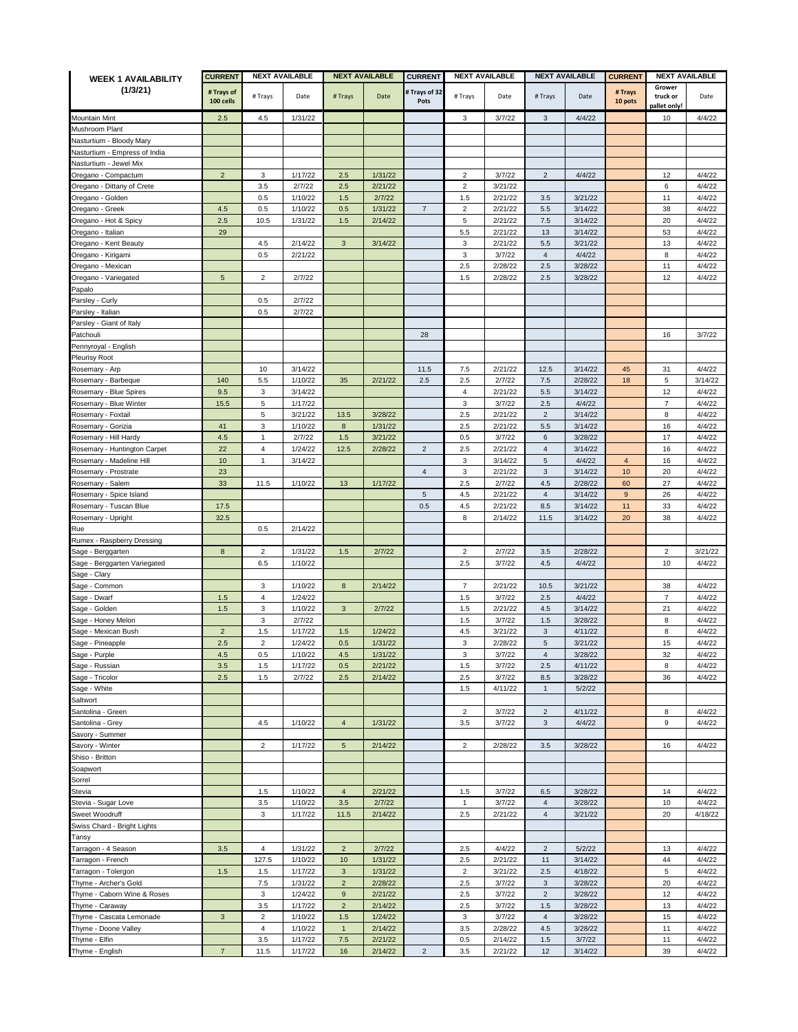| WEEK 1 AVAILABILITY (1/3/21) | CURRENT | NEXT AVAILABLE | | NEXT AVAILABLE | | CURRENT | NEXT AVAILABLE | | NEXT AVAILABLE | | CURRENT | NEXT AVAILABLE | |
|---|---|---|---|---|---|---|---|---|---|---|---|---|---|
| | # Trays of 100 cells | # Trays | Date | # Trays | Date | # Trays of 32 Pots | # Trays | Date | # Trays | Date | # Trays 10 pots | Grower truck or pallet only! | Date |
| Mountain Mint | 2.5 | 4.5 | 1/31/22 | | | | 3 | 3/7/22 | 3 | 4/4/22 | | 10 | 4/4/22 |
| Mushroom Plant | | | | | | | | | | | | | |
| Nasturtium - Bloody Mary | | | | | | | | | | | | | |
| Nasturtium - Empress of India | | | | | | | | | | | | | |
| Nasturtium - Jewel Mix | | | | | | | | | | | | | |
| Oregano - Compactum | 2 | 3 | 1/17/22 | 2.5 | 1/31/22 | | 2 | 3/7/22 | 2 | 4/4/22 | | 12 | 4/4/22 |
| Oregano - Dittany of Crete | | 3.5 | 2/7/22 | 2.5 | 2/21/22 | | 2 | 3/21/22 | | | | 6 | 4/4/22 |
| Oregano - Golden | | 0.5 | 1/10/22 | 1.5 | 2/7/22 | | 1.5 | 2/21/22 | 3.5 | 3/21/22 | | 11 | 4/4/22 |
| Oregano - Greek | 4.5 | 0.5 | 1/10/22 | 0.5 | 1/31/22 | 7 | 2 | 2/21/22 | 5.5 | 3/14/22 | | 38 | 4/4/22 |
| Oregano - Hot & Spicy | 2.5 | 10.5 | 1/31/22 | 1.5 | 2/14/22 | | 5 | 2/21/22 | 7.5 | 3/14/22 | | 20 | 4/4/22 |
| Oregano - Italian | 29 | | | | | | 5.5 | 2/21/22 | 13 | 3/14/22 | | 53 | 4/4/22 |
| Oregano - Kent Beauty | | 4.5 | 2/14/22 | 3 | 3/14/22 | | 3 | 2/21/22 | 5.5 | 3/21/22 | | 13 | 4/4/22 |
| Oregano - Kirigami | | 0.5 | 2/21/22 | | | | 3 | 3/7/22 | 4 | 4/4/22 | | 8 | 4/4/22 |
| Oregano - Mexican | | | | | | | 2.5 | 2/28/22 | 2.5 | 3/28/22 | | 11 | 4/4/22 |
| Oregano - Variegated | 5 | 2 | 2/7/22 | | | | 1.5 | 2/28/22 | 2.5 | 3/28/22 | | 12 | 4/4/22 |
| Papalo | | | | | | | | | | | | | |
| Parsley - Curly | | 0.5 | 2/7/22 | | | | | | | | | | |
| Parsley - Italian | | 0.5 | 2/7/22 | | | | | | | | | | |
| Parsley - Giant of Italy | | | | | | | | | | | | | |
| Patchouli | | | | | | 28 | | | | | | 16 | 3/7/22 |
| Pennyroyal - English | | | | | | | | | | | | | |
| Pleurisy Root | | | | | | | | | | | | | |
| Rosemary - Arp | | 10 | 3/14/22 | | | 11.5 | 7.5 | 2/21/22 | 12.5 | 3/14/22 | 45 | 31 | 4/4/22 |
| Rosemary - Barbeque | 140 | 5.5 | 1/10/22 | 35 | 2/21/22 | 2.5 | 2.5 | 2/7/22 | 7.5 | 2/28/22 | 18 | 5 | 3/14/22 |
| Rosemary - Blue Spires | 9.5 | 3 | 3/14/22 | | | | 4 | 2/21/22 | 5.5 | 3/14/22 | | 12 | 4/4/22 |
| Rosemary - Blue Winter | 15.5 | 5 | 1/17/22 | | | | 3 | 3/7/22 | 2.5 | 4/4/22 | | 7 | 4/4/22 |
| Rosemary - Foxtail | | 5 | 3/21/22 | 13.5 | 3/28/22 | | 2.5 | 2/21/22 | 2 | 3/14/22 | | 8 | 4/4/22 |
| Rosemary - Gorizia | 41 | 3 | 1/10/22 | 8 | 1/31/22 | | 2.5 | 2/21/22 | 5.5 | 3/14/22 | | 16 | 4/4/22 |
| Rosemary - Hill Hardy | 4.5 | 1 | 2/7/22 | 1.5 | 3/21/22 | | 0.5 | 3/7/22 | 6 | 3/28/22 | | 17 | 4/4/22 |
| Rosemary - Huntington Carpet | 22 | 4 | 1/24/22 | 12.5 | 2/28/22 | 2 | 2.5 | 2/21/22 | 4 | 3/14/22 | | 16 | 4/4/22 |
| Rosemary - Madeline Hill | 10 | 1 | 3/14/22 | | | | 3 | 3/14/22 | 5 | 4/4/22 | 4 | 16 | 4/4/22 |
| Rosemary - Prostrate | 23 | | | | | 4 | 3 | 2/21/22 | 3 | 3/14/22 | 10 | 20 | 4/4/22 |
| Rosemary - Salem | 33 | 11.5 | 1/10/22 | 13 | 1/17/22 | | 2.5 | 2/7/22 | 4.5 | 2/28/22 | 60 | 27 | 4/4/22 |
| Rosemary - Spice Island | | | | | | 5 | 4.5 | 2/21/22 | 4 | 3/14/22 | 9 | 26 | 4/4/22 |
| Rosemary - Tuscan Blue | 17.5 | | | | | 0.5 | 4.5 | 2/21/22 | 8.5 | 3/14/22 | 11 | 33 | 4/4/22 |
| Rosemary - Upright | 32.5 | | | | | | 8 | 2/14/22 | 11.5 | 3/14/22 | 20 | 38 | 4/4/22 |
| Rue | | 0.5 | 2/14/22 | | | | | | | | | | |
| Rumex - Raspberry Dressing | | | | | | | | | | | | | |
| Sage - Berggarten | 8 | 2 | 1/31/22 | 1.5 | 2/7/22 | | 2 | 2/7/22 | 3.5 | 2/28/22 | | 2 | 3/21/22 |
| Sage - Berggarten Variegated | | 6.5 | 1/10/22 | | | | 2.5 | 3/7/22 | 4.5 | 4/4/22 | | 10 | 4/4/22 |
| Sage - Clary | | | | | | | | | | | | | |
| Sage - Common | | 3 | 1/10/22 | 8 | 2/14/22 | | 7 | 2/21/22 | 10.5 | 3/21/22 | | 38 | 4/4/22 |
| Sage - Dwarf | 1.5 | 4 | 1/24/22 | | | | 1.5 | 3/7/22 | 2.5 | 4/4/22 | | 7 | 4/4/22 |
| Sage - Golden | 1.5 | 3 | 1/10/22 | 3 | 2/7/22 | | 1.5 | 2/21/22 | 4.5 | 3/14/22 | | 21 | 4/4/22 |
| Sage - Honey Melon | | 3 | 2/7/22 | | | | 1.5 | 3/7/22 | 1.5 | 3/28/22 | | 8 | 4/4/22 |
| Sage - Mexican Bush | 2 | 1.5 | 1/17/22 | 1.5 | 1/24/22 | | 4.5 | 3/21/22 | 3 | 4/11/22 | | 8 | 4/4/22 |
| Sage - Pineapple | 2.5 | 2 | 1/24/22 | 0.5 | 1/31/22 | | 3 | 2/28/22 | 5 | 3/21/22 | | 15 | 4/4/22 |
| Sage - Purple | 4.5 | 0.5 | 1/10/22 | 4.5 | 1/31/22 | | 3 | 3/7/22 | 4 | 3/28/22 | | 32 | 4/4/22 |
| Sage - Russian | 3.5 | 1.5 | 1/17/22 | 0.5 | 2/21/22 | | 1.5 | 3/7/22 | 2.5 | 4/11/22 | | 8 | 4/4/22 |
| Sage - Tricolor | 2.5 | 1.5 | 2/7/22 | 2.5 | 2/14/22 | | 2.5 | 3/7/22 | 8.5 | 3/28/22 | | 36 | 4/4/22 |
| Sage - White | | | | | | | 1.5 | 4/11/22 | 1 | 5/2/22 | | | |
| Saltwort | | | | | | | | | | | | | |
| Santolina - Green | | | | | | | 2 | 3/7/22 | 2 | 4/11/22 | | 8 | 4/4/22 |
| Santolina - Grey | | 4.5 | 1/10/22 | 4 | 1/31/22 | | 3.5 | 3/7/22 | 3 | 4/4/22 | | 9 | 4/4/22 |
| Savory - Summer | | | | | | | | | | | | | |
| Savory - Winter | | 2 | 1/17/22 | 5 | 2/14/22 | | 2 | 2/28/22 | 3.5 | 3/28/22 | | 16 | 4/4/22 |
| Shiso - Britton | | | | | | | | | | | | | |
| Soapwort | | | | | | | | | | | | | |
| Sorrel | | | | | | | | | | | | | |
| Stevia | | 1.5 | 1/10/22 | 4 | 2/21/22 | | 1.5 | 3/7/22 | 6.5 | 3/28/22 | | 14 | 4/4/22 |
| Stevia - Sugar Love | | 3.5 | 1/10/22 | 3.5 | 2/7/22 | | 1 | 3/7/22 | 4 | 3/28/22 | | 10 | 4/4/22 |
| Sweet Woodruff | | 3 | 1/17/22 | 11.5 | 2/14/22 | | 2.5 | 2/21/22 | 4 | 3/21/22 | | 20 | 4/18/22 |
| Swiss Chard - Bright Lights | | | | | | | | | | | | | |
| Tansy | | | | | | | | | | | | | |
| Tarragon - 4 Season | 3.5 | 4 | 1/31/22 | 2 | 2/7/22 | | 2.5 | 4/4/22 | 2 | 5/2/22 | | 13 | 4/4/22 |
| Tarragon - French | | 127.5 | 1/10/22 | 10 | 1/31/22 | | 2.5 | 2/21/22 | 11 | 3/14/22 | | 44 | 4/4/22 |
| Tarragon - Tolergon | 1.5 | 1.5 | 1/17/22 | 3 | 1/31/22 | | 2 | 3/21/22 | 2.5 | 4/18/22 | | 5 | 4/4/22 |
| Thyme - Archer's Gold | | 7.5 | 1/31/22 | 2 | 2/28/22 | | 2.5 | 3/7/22 | 3 | 3/28/22 | | 20 | 4/4/22 |
| Thyme - Caborn Wine & Roses | | 3 | 1/24/22 | 9 | 2/21/22 | | 2.5 | 3/7/22 | 2 | 3/28/22 | | 12 | 4/4/22 |
| Thyme - Caraway | | 3.5 | 1/17/22 | 2 | 2/14/22 | | 2.5 | 3/7/22 | 1.5 | 3/28/22 | | 13 | 4/4/22 |
| Thyme - Cascata Lemonade | 3 | 2 | 1/10/22 | 1.5 | 1/24/22 | | 3 | 3/7/22 | 4 | 3/28/22 | | 15 | 4/4/22 |
| Thyme - Doone Valley | | 4 | 1/10/22 | 1 | 2/14/22 | | 3.5 | 2/28/22 | 4.5 | 3/28/22 | | 11 | 4/4/22 |
| Thyme - Elfin | | 3.5 | 1/17/22 | 7.5 | 2/21/22 | | 0.5 | 2/14/22 | 1.5 | 3/7/22 | | 11 | 4/4/22 |
| Thyme - English | 7 | 11.5 | 1/17/22 | 16 | 2/14/22 | 2 | 3.5 | 2/21/22 | 12 | 3/14/22 | | 39 | 4/4/22 |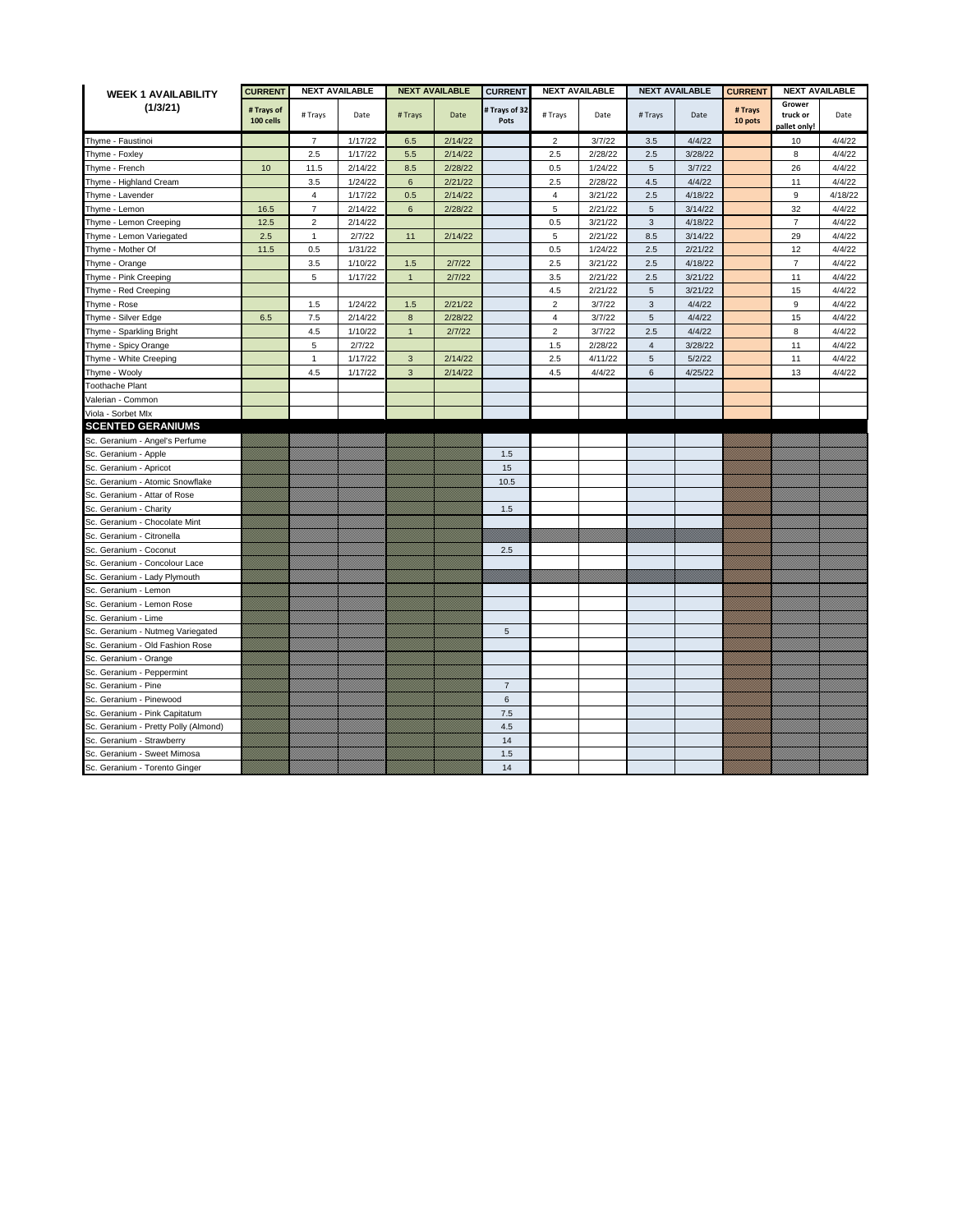| WEEK 1 AVAILABILITY (1/3/21) | CURRENT | NEXT AVAILABLE | | NEXT AVAILABLE | | CURRENT | NEXT AVAILABLE | | NEXT AVAILABLE | | CURRENT | NEXT AVAILABLE | |
|---|---|---|---|---|---|---|---|---|---|---|---|---|---|
| | # Trays of 100 cells | # Trays | Date | # Trays | Date | # Trays of 32 Pots | # Trays | Date | # Trays | Date | # Trays 10 pots | Grower truck or pallet only! | Date |
| Thyme - Faustinoi | | 7 | 1/17/22 | 6.5 | 2/14/22 | | 2 | 3/7/22 | 3.5 | 4/4/22 | | 10 | 4/4/22 |
| Thyme - Foxley | | 2.5 | 1/17/22 | 5.5 | 2/14/22 | | 2.5 | 2/28/22 | 2.5 | 3/28/22 | | 8 | 4/4/22 |
| Thyme - French | 10 | 11.5 | 2/14/22 | 8.5 | 2/28/22 | | 0.5 | 1/24/22 | 5 | 3/7/22 | | 26 | 4/4/22 |
| Thyme - Highland Cream | | 3.5 | 1/24/22 | 6 | 2/21/22 | | 2.5 | 2/28/22 | 4.5 | 4/4/22 | | 11 | 4/4/22 |
| Thyme - Lavender | | 4 | 1/17/22 | 0.5 | 2/14/22 | | 4 | 3/21/22 | 2.5 | 4/18/22 | | 9 | 4/18/22 |
| Thyme - Lemon | 16.5 | 7 | 2/14/22 | 6 | 2/28/22 | | 5 | 2/21/22 | 5 | 3/14/22 | | 32 | 4/4/22 |
| Thyme - Lemon Creeping | 12.5 | 2 | 2/14/22 | | | | 0.5 | 3/21/22 | 3 | 4/18/22 | | 7 | 4/4/22 |
| Thyme - Lemon Variegated | 2.5 | 1 | 2/7/22 | 11 | 2/14/22 | | 5 | 2/21/22 | 8.5 | 3/14/22 | | 29 | 4/4/22 |
| Thyme - Mother Of | 11.5 | 0.5 | 1/31/22 | | | | 0.5 | 1/24/22 | 2.5 | 2/21/22 | | 12 | 4/4/22 |
| Thyme - Orange | | 3.5 | 1/10/22 | 1.5 | 2/7/22 | | 2.5 | 3/21/22 | 2.5 | 4/18/22 | | 7 | 4/4/22 |
| Thyme - Pink Creeping | | 5 | 1/17/22 | 1 | 2/7/22 | | 3.5 | 2/21/22 | 2.5 | 3/21/22 | | 11 | 4/4/22 |
| Thyme - Red Creeping | | | | | | | 4.5 | 2/21/22 | 5 | 3/21/22 | | 15 | 4/4/22 |
| Thyme - Rose | | 1.5 | 1/24/22 | 1.5 | 2/21/22 | | 2 | 3/7/22 | 3 | 4/4/22 | | 9 | 4/4/22 |
| Thyme - Silver Edge | 6.5 | 7.5 | 2/14/22 | 8 | 2/28/22 | | 4 | 3/7/22 | 5 | 4/4/22 | | 15 | 4/4/22 |
| Thyme - Sparkling Bright | | 4.5 | 1/10/22 | 1 | 2/7/22 | | 2 | 3/7/22 | 2.5 | 4/4/22 | | 8 | 4/4/22 |
| Thyme - Spicy Orange | | 5 | 2/7/22 | | | | 1.5 | 2/28/22 | 4 | 3/28/22 | | 11 | 4/4/22 |
| Thyme - White Creeping | | 1 | 1/17/22 | 3 | 2/14/22 | | 2.5 | 4/11/22 | 5 | 5/2/22 | | 11 | 4/4/22 |
| Thyme - Wooly | | 4.5 | 1/17/22 | 3 | 2/14/22 | | 4.5 | 4/4/22 | 6 | 4/25/22 | | 13 | 4/4/22 |
| Toothache Plant | | | | | | | | | | | | | |
| Valerian - Common | | | | | | | | | | | | | |
| Viola - Sorbet MIx | | | | | | | | | | | | | |
| **SCENTED GERANIUMS** | | | | | | | | | | | | | |
| Sc. Geranium - Angel's Perfume | | | | | | | | | | | | | |
| Sc. Geranium - Apple | | | | | | 1.5 | | | | | | | |
| Sc. Geranium - Apricot | | | | | | 15 | | | | | | | |
| Sc. Geranium - Atomic Snowflake | | | | | | 10.5 | | | | | | | |
| Sc. Geranium - Attar of Rose | | | | | | | | | | | | | |
| Sc. Geranium - Charity | | | | | | 1.5 | | | | | | | |
| Sc. Geranium - Chocolate Mint | | | | | | | | | | | | | |
| Sc. Geranium - Citronella | | | | | | | | | | | | | |
| Sc. Geranium - Coconut | | | | | | 2.5 | | | | | | | |
| Sc. Geranium - Concolour Lace | | | | | | | | | | | | | |
| Sc. Geranium - Lady Plymouth | | | | | | | | | | | | | |
| Sc. Geranium - Lemon | | | | | | | | | | | | | |
| Sc. Geranium - Lemon Rose | | | | | | | | | | | | | |
| Sc. Geranium - Lime | | | | | | | | | | | | | |
| Sc. Geranium - Nutmeg Variegated | | | | | | 5 | | | | | | | |
| Sc. Geranium - Old Fashion Rose | | | | | | | | | | | | | |
| Sc. Geranium - Orange | | | | | | | | | | | | | |
| Sc. Geranium - Peppermint | | | | | | | | | | | | | |
| Sc. Geranium - Pine | | | | | | 7 | | | | | | | |
| Sc. Geranium - Pinewood | | | | | | 6 | | | | | | | |
| Sc. Geranium - Pink Capitatum | | | | | | 7.5 | | | | | | | |
| Sc. Geranium - Pretty Polly (Almond) | | | | | | 4.5 | | | | | | | |
| Sc. Geranium - Strawberry | | | | | | 14 | | | | | | | |
| Sc. Geranium - Sweet Mimosa | | | | | | 1.5 | | | | | | | |
| Sc. Geranium - Torento Ginger | | | | | | 14 | | | | | | | |